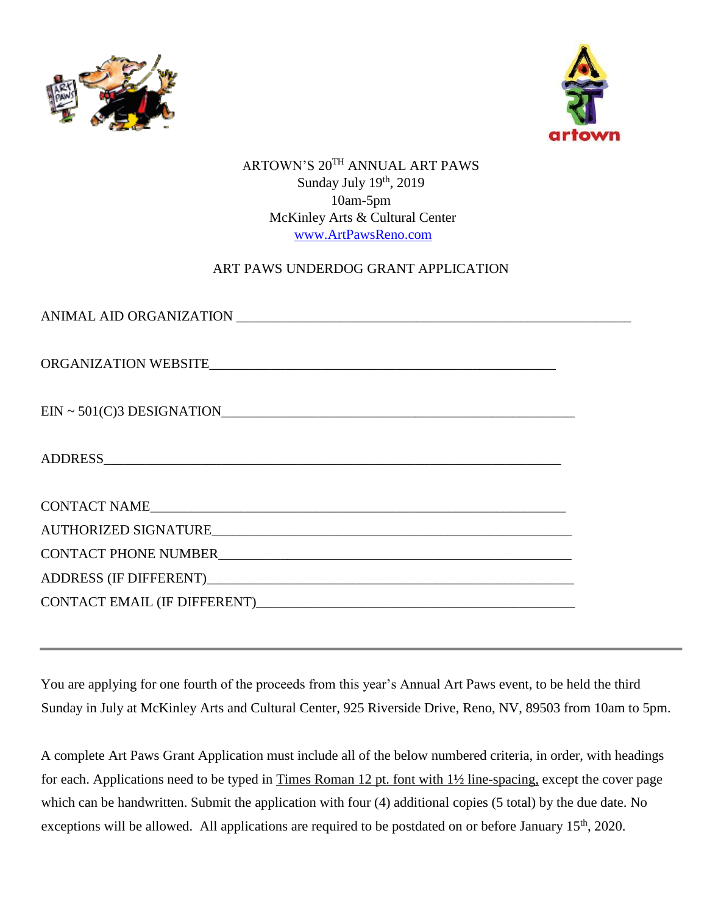ARTOWN'S 20TH ANNUAL ART PAWS
Sunday July 19th, 2019
10am-5pm
McKinley Arts & Cultural Center
www.ArtPawsReno.com

ART PAWS UNDERDOG GRANT APPLICATION

ANIMAL AID ORGANIZATION ___________________________________________________________

ORGANIZATION WEBSITE___________________________________________________

EIN ~ 501(C)3 DESIGNATION_________________________________________________

ADDRESS___________________________________________________________________

CONTACT NAME_______________________________________________________

AUTHORIZED SIGNATURE_____________________________________________

CONTACT PHONE NUMBER___________________________________________

ADDRESS (IF DIFFERENT)______________________________________________

CONTACT EMAIL (IF DIFFERENT)______________________________________

---

You are applying for one fourth of the proceeds from this year's Annual Art Paws event, to be held the third Sunday in July at McKinley Arts and Cultural Center, 925 Riverside Drive, Reno, NV, 89503 from 10am to 5pm.

A complete Art Paws Grant Application must include all of the below numbered criteria, in order, with headings for each. Applications need to be typed in Times Roman 12 pt. font with 1½ line-spacing, except the cover page which can be handwritten. Submit the application with four (4) additional copies (5 total) by the due date. No exceptions will be allowed. All applications are required to be postdated on or before January 15th, 2020.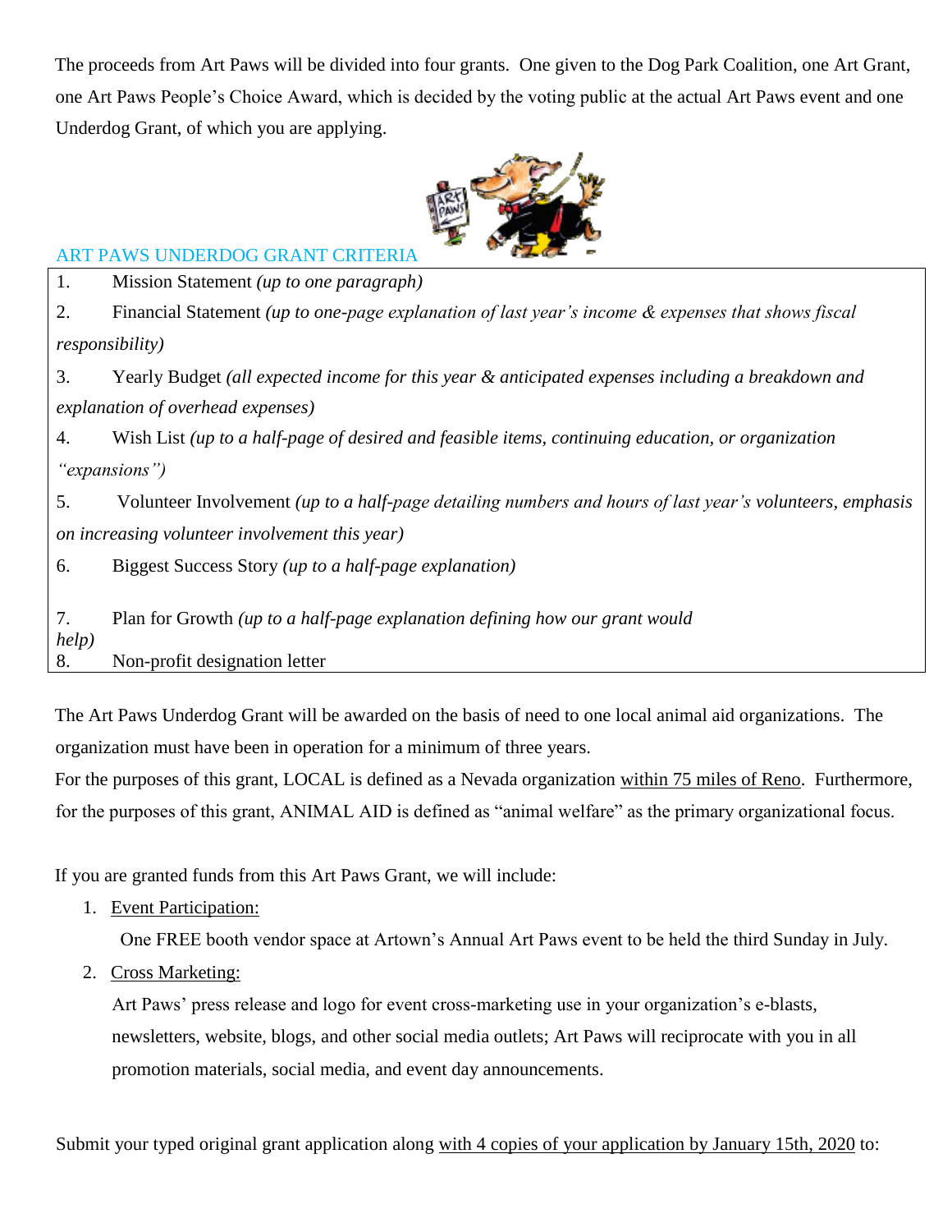The proceeds from Art Paws will be divided into four grants. One given to the Dog Park Coalition, one Art Grant, one Art Paws People's Choice Award, which is decided by the voting public at the actual Art Paws event and one Underdog Grant, of which you are applying.

## ART PAWS UNDERDOG GRANT CRITERIA

1. Mission Statement *(up to one paragraph)*
2. Financial Statement *(up to one-page explanation of last year's income & expenses that shows fiscal responsibility)*
3. Yearly Budget *(all expected income for this year & anticipated expenses including a breakdown and explanation of overhead expenses)*
4. Wish List *(up to a half-page of desired and feasible items, continuing education, or organization "expansions")*
5. Volunteer Involvement *(up to a half-page detailing numbers and hours of last year's volunteers, emphasis on increasing volunteer involvement this year)*
6. Biggest Success Story *(up to a half-page explanation)*
7. Plan for Growth *(up to a half-page explanation defining how our grant would help)*
8. Non-profit designation letter

The Art Paws Underdog Grant will be awarded on the basis of need to one local animal aid organizations. The organization must have been in operation for a minimum of three years.

For the purposes of this grant, LOCAL is defined as a Nevada organization <u>within 75 miles of Reno</u>. Furthermore, for the purposes of this grant, ANIMAL AID is defined as "animal welfare" as the primary organizational focus.

If you are granted funds from this Art Paws Grant, we will include:

1. <u>Event Participation:</u>

   One FREE booth vendor space at Artown's Annual Art Paws event to be held the third Sunday in July.

2. <u>Cross Marketing:</u>

   Art Paws' press release and logo for event cross-marketing use in your organization's e-blasts, newsletters, website, blogs, and other social media outlets; Art Paws will reciprocate with you in all promotion materials, social media, and event day announcements.

Submit your typed original grant application along <u>with 4 copies of your application by January 15th, 2020</u> to: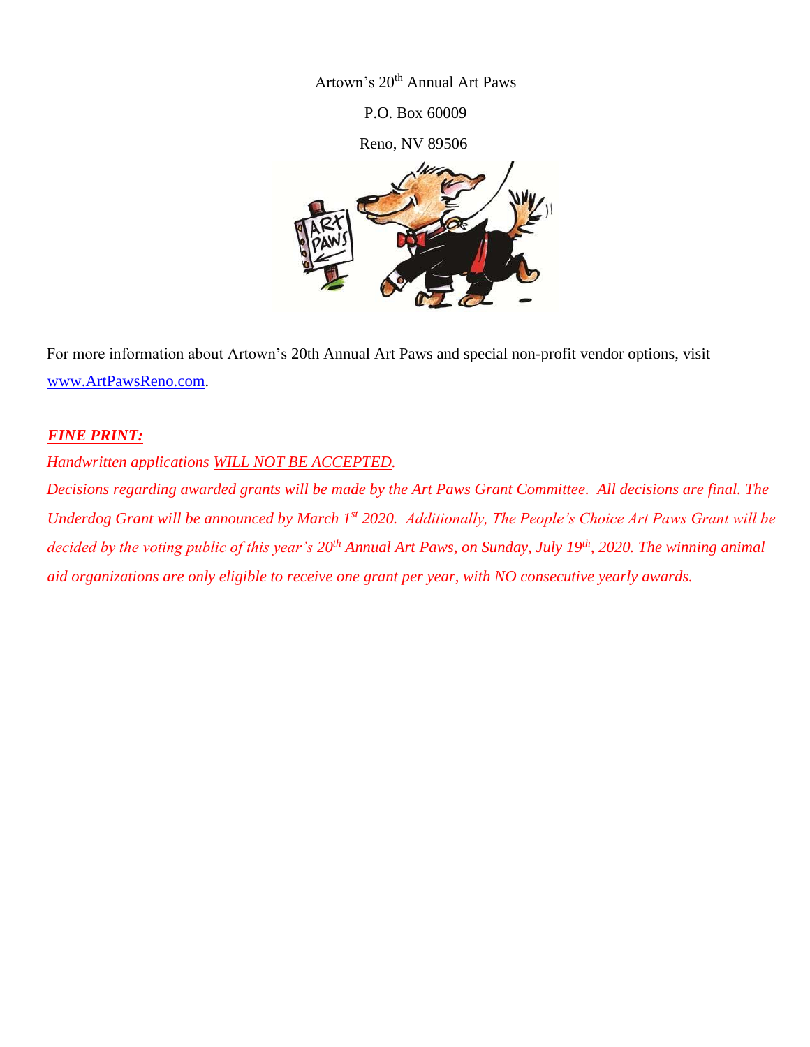Artown's 20th Annual Art Paws

P.O. Box 60009

Reno, NV 89506

For more information about Artown's 20th Annual Art Paws and special non-profit vendor options, visit [www.ArtPawsReno.com](http://www.ArtPawsReno.com).

***FINE PRINT:***

*Handwritten applications WILL NOT BE ACCEPTED.*

*Decisions regarding awarded grants will be made by the Art Paws Grant Committee. All decisions are final. The Underdog Grant will be announced by March 1st 2020. Additionally, The People's Choice Art Paws Grant will be decided by the voting public of this year's 20th Annual Art Paws, on Sunday, July 19th, 2020. The winning animal aid organizations are only eligible to receive one grant per year, with NO consecutive yearly awards.*